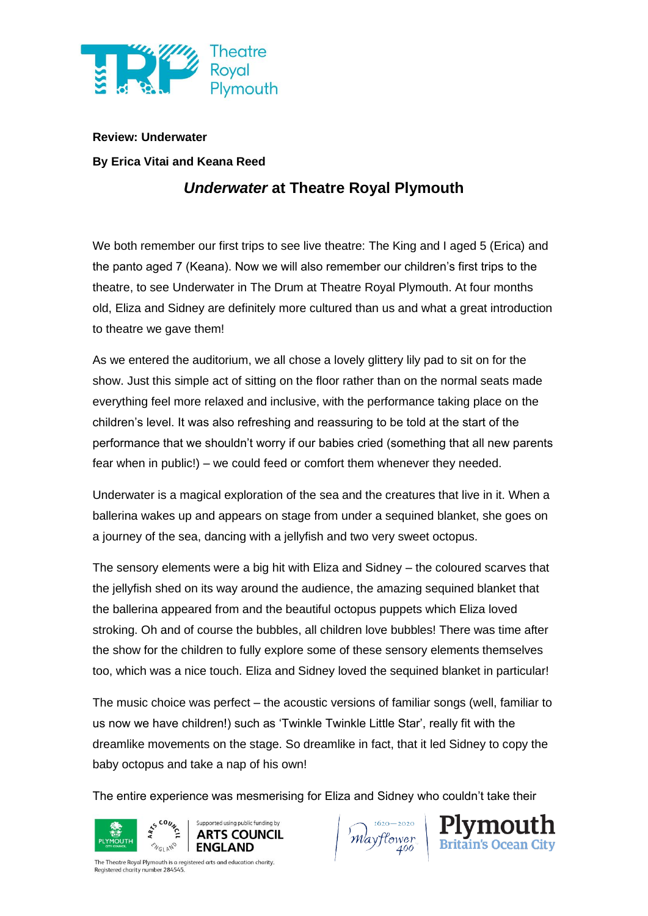**Review: Underwater**

**By Erica Vitai and Keana Reed**

## *Underwater* at Theatre Royal Plymouth

We both remember our first trips to see live theatre: The King and I aged 5 (Erica) and the panto aged 7 (Keana). Now we will also remember our children's first trips to the theatre, to see Underwater in The Drum at Theatre Royal Plymouth. At four months old, Eliza and Sidney are definitely more cultured than us and what a great introduction to theatre we gave them!

As we entered the auditorium, we all chose a lovely glittery lily pad to sit on for the show. Just this simple act of sitting on the floor rather than on the normal seats made everything feel more relaxed and inclusive, with the performance taking place on the children's level. It was also refreshing and reassuring to be told at the start of the performance that we shouldn't worry if our babies cried (something that all new parents fear when in public!) – we could feed or comfort them whenever they needed.

Underwater is a magical exploration of the sea and the creatures that live in it. When a ballerina wakes up and appears on stage from under a sequined blanket, she goes on a journey of the sea, dancing with a jellyfish and two very sweet octopus.

The sensory elements were a big hit with Eliza and Sidney – the coloured scarves that the jellyfish shed on its way around the audience, the amazing sequined blanket that the ballerina appeared from and the beautiful octopus puppets which Eliza loved stroking. Oh and of course the bubbles, all children love bubbles! There was time after the show for the children to fully explore some of these sensory elements themselves too, which was a nice touch. Eliza and Sidney loved the sequined blanket in particular!

The music choice was perfect – the acoustic versions of familiar songs (well, familiar to us now we have children!) such as 'Twinkle Twinkle Little Star', really fit with the dreamlike movements on the stage. So dreamlike in fact, that it led Sidney to copy the baby octopus and take a nap of his own!

The entire experience was mesmerising for Eliza and Sidney who couldn't take their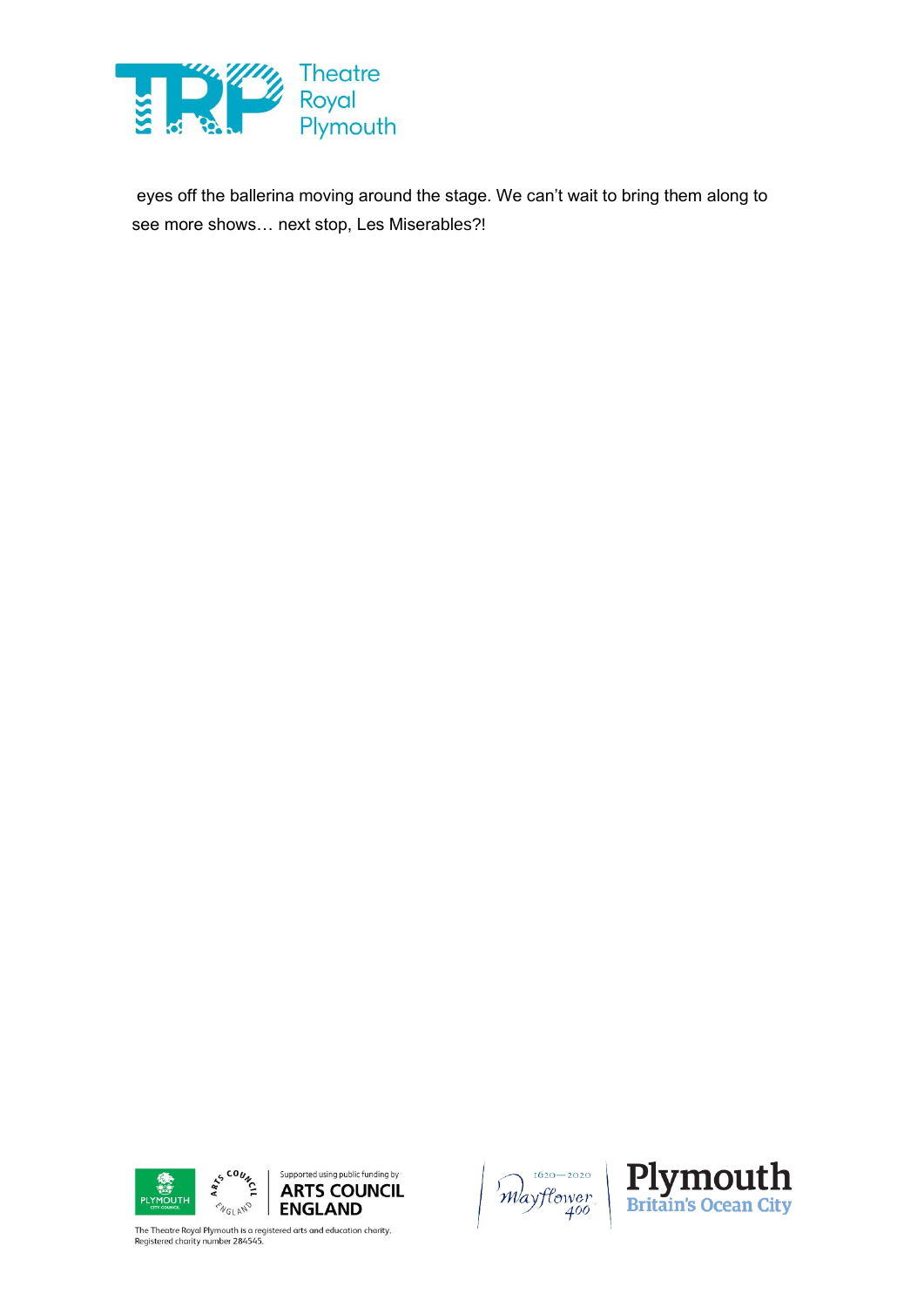eyes off the ballerina moving around the stage. We can't wait to bring them along to see more shows… next stop, Les Miserables?!